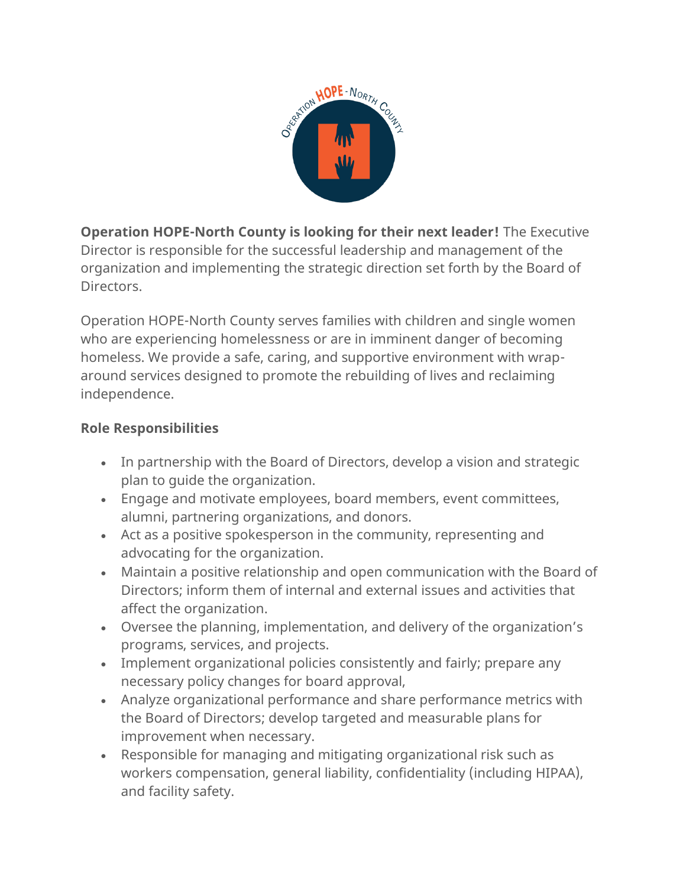**Operation HOPE-North County is looking for their next leader!** The Executive Director is responsible for the successful leadership and management of the organization and implementing the strategic direction set forth by the Board of Directors.

Operation HOPE-North County serves families with children and single women who are experiencing homelessness or are in imminent danger of becoming homeless. We provide a safe, caring, and supportive environment with wrap-around services designed to promote the rebuilding of lives and reclaiming independence.

**Role Responsibilities**

- In partnership with the Board of Directors, develop a vision and strategic plan to guide the organization.
- Engage and motivate employees, board members, event committees, alumni, partnering organizations, and donors.
- Act as a positive spokesperson in the community, representing and advocating for the organization.
- Maintain a positive relationship and open communication with the Board of Directors; inform them of internal and external issues and activities that affect the organization.
- Oversee the planning, implementation, and delivery of the organization's programs, services, and projects.
- Implement organizational policies consistently and fairly; prepare any necessary policy changes for board approval,
- Analyze organizational performance and share performance metrics with the Board of Directors; develop targeted and measurable plans for improvement when necessary.
- Responsible for managing and mitigating organizational risk such as workers compensation, general liability, confidentiality (including HIPAA), and facility safety.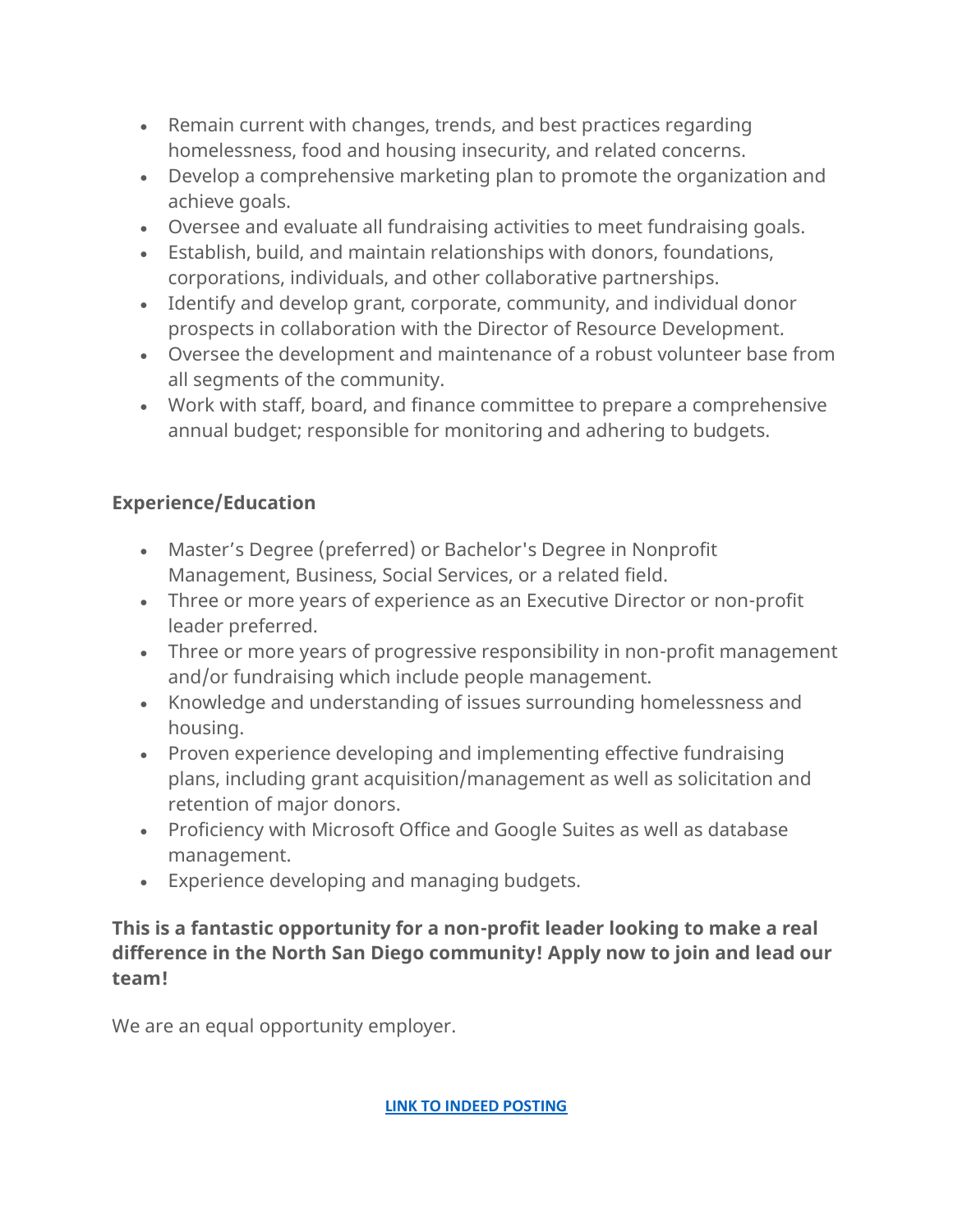- Remain current with changes, trends, and best practices regarding homelessness, food and housing insecurity, and related concerns.
- Develop a comprehensive marketing plan to promote the organization and achieve goals.
- Oversee and evaluate all fundraising activities to meet fundraising goals.
- Establish, build, and maintain relationships with donors, foundations, corporations, individuals, and other collaborative partnerships.
- Identify and develop grant, corporate, community, and individual donor prospects in collaboration with the Director of Resource Development.
- Oversee the development and maintenance of a robust volunteer base from all segments of the community.
- Work with staff, board, and finance committee to prepare a comprehensive annual budget; responsible for monitoring and adhering to budgets.

**Experience/Education**

- Master's Degree (preferred) or Bachelor's Degree in Nonprofit Management, Business, Social Services, or a related field.
- Three or more years of experience as an Executive Director or non-profit leader preferred.
- Three or more years of progressive responsibility in non-profit management and/or fundraising which include people management.
- Knowledge and understanding of issues surrounding homelessness and housing.
- Proven experience developing and implementing effective fundraising plans, including grant acquisition/management as well as solicitation and retention of major donors.
- Proficiency with Microsoft Office and Google Suites as well as database management.
- Experience developing and managing budgets.

**This is a fantastic opportunity for a non-profit leader looking to make a real difference in the North San Diego community! Apply now to join and lead our team!**

We are an equal opportunity employer.

LINK TO INDEED POSTING